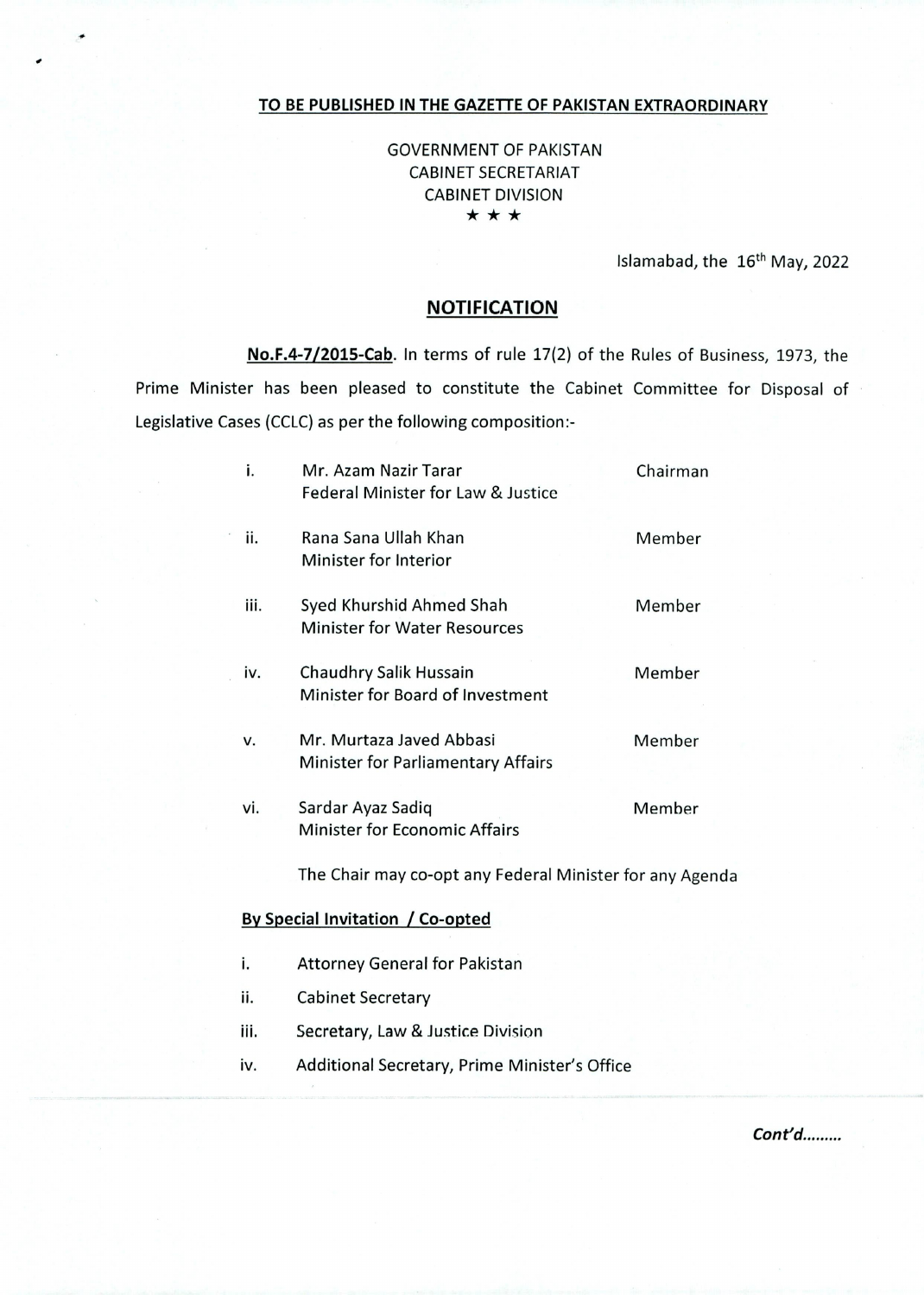**TO BE PUBLISHED IN THE GAZETTE OF PAKISTAN EXTRAORDINARY**

GOVERNMENT OF PAKISTAN
CABINET SECRETARIAT
CABINET DIVISION
★ ★ ★

Islamabad, the 16th May, 2022

## NOTIFICATION

**No.F.4-7/2015-Cab**. In terms of rule 17(2) of the Rules of Business, 1973, the Prime Minister has been pleased to constitute the Cabinet Committee for Disposal of Legislative Cases (CCLC) as per the following composition:-

| | | |
|---|---|---|
| i. | Mr. Azam Nazir Tarar<br>Federal Minister for Law & Justice | Chairman |
| ii. | Rana Sana Ullah Khan<br>Minister for Interior | Member |
| iii. | Syed Khurshid Ahmed Shah<br>Minister for Water Resources | Member |
| iv. | Chaudhry Salik Hussain<br>Minister for Board of Investment | Member |
| v. | Mr. Murtaza Javed Abbasi<br>Minister for Parliamentary Affairs | Member |
| vi. | Sardar Ayaz Sadiq<br>Minister for Economic Affairs | Member |

The Chair may co-opt any Federal Minister for any Agenda

**By Special Invitation / Co-opted**

- i. Attorney General for Pakistan
- ii. Cabinet Secretary
- iii. Secretary, Law & Justice Division
- iv. Additional Secretary, Prime Minister's Office

***Cont'd.........***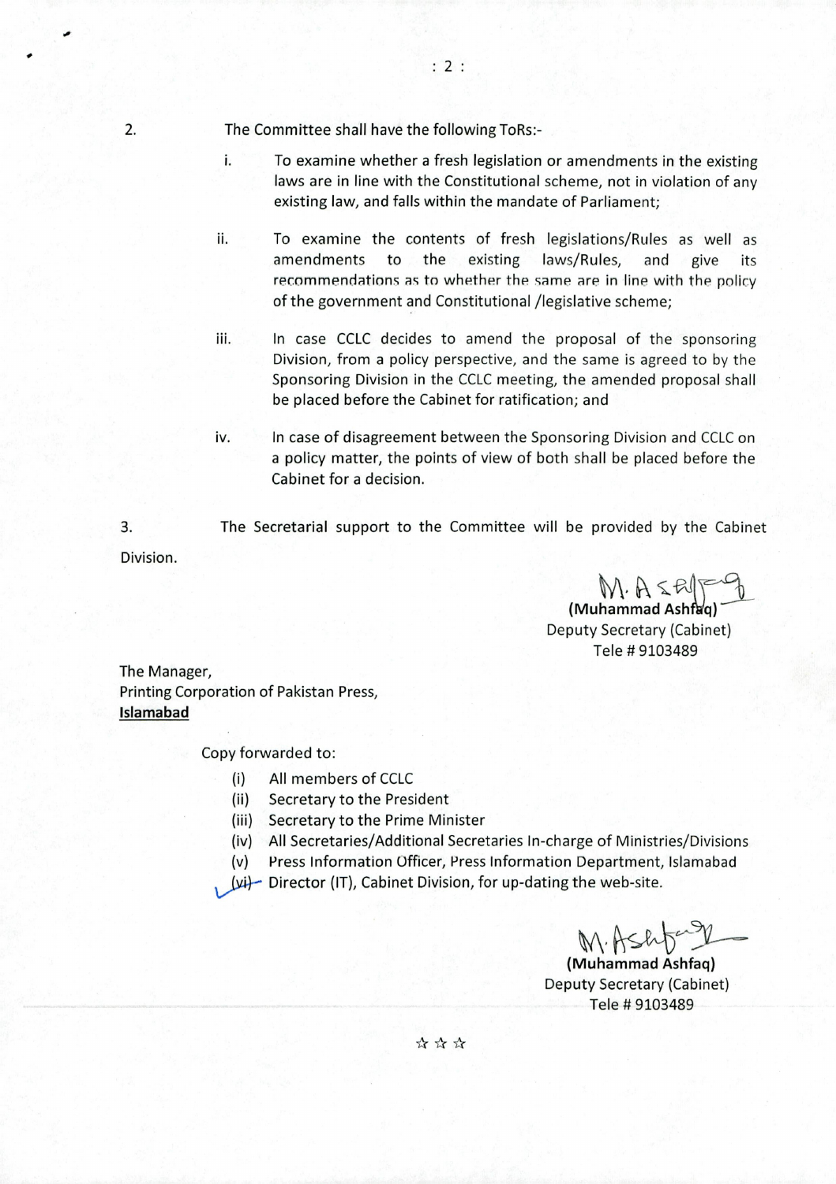2. The Committee shall have the following ToRs:-

i. To examine whether a fresh legislation or amendments in the existing laws are in line with the Constitutional scheme, not in violation of any existing law, and falls within the mandate of Parliament;

ii. To examine the contents of fresh legislations/Rules as well as amendments to the existing laws/Rules, and give its recommendations as to whether the same are in line with the policy of the government and Constitutional /legislative scheme;

iii. In case CCLC decides to amend the proposal of the sponsoring Division, from a policy perspective, and the same is agreed to by the Sponsoring Division in the CCLC meeting, the amended proposal shall be placed before the Cabinet for ratification; and

iv. In case of disagreement between the Sponsoring Division and CCLC on a policy matter, the points of view of both shall be placed before the Cabinet for a decision.

3. The Secretarial support to the Committee will be provided by the Cabinet Division.

(Muhammad Ashfaq)
Deputy Secretary (Cabinet)
Tele # 9103489

The Manager,
Printing Corporation of Pakistan Press,
**Islamabad**

Copy forwarded to:

(i) All members of CCLC
(ii) Secretary to the President
(iii) Secretary to the Prime Minister
(iv) All Secretaries/Additional Secretaries In-charge of Ministries/Divisions
(v) Press Information Officer, Press Information Department, Islamabad
(vi) Director (IT), Cabinet Division, for up-dating the web-site.

(Muhammad Ashfaq)
Deputy Secretary (Cabinet)
Tele # 9103489

☆ ☆ ☆